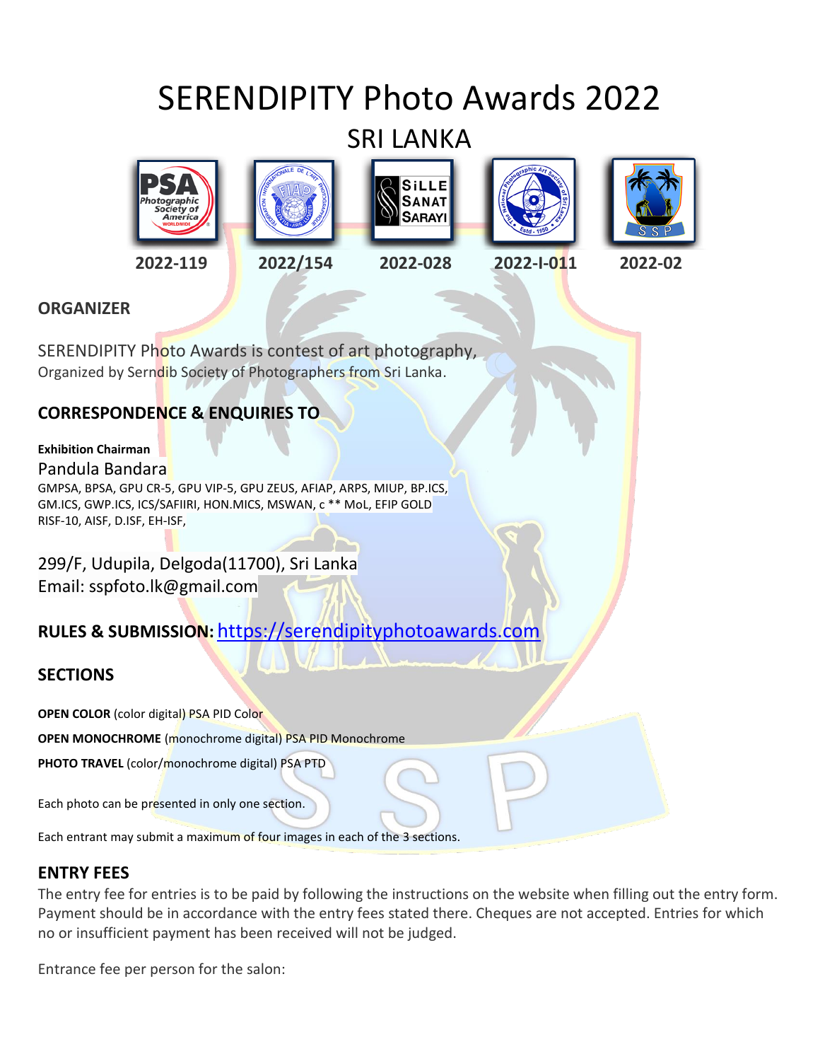# SERENDIPITY Photo Awards 2022

## SRI LANKA

2022-119 2022/154 2022-028 2022-I-011 2022-02

## ORGANIZER

SERENDIPITY Photo Awards is contest of art photography,
Organized by Serndib Society of Photographers from Sri Lanka.

## CORRESPONDENCE & ENQUIRIES TO

**Exhibition Chairman**

Pandula Bandara
GMPSA, BPSA, GPU CR-5, GPU VIP-5, GPU ZEUS, AFIAP, ARPS, MIUP, BP.ICS, GM.ICS, GWP.ICS, ICS/SAFIIRI, HON.MICS, MSWAN, c ** MoL, EFIP GOLD RISF-10, AISF, D.ISF, EH-ISF,

299/F, Udupila, Delgoda(11700), Sri Lanka
Email: sspfoto.lk@gmail.com

## RULES & SUBMISSION: https://serendipityphotoawards.com

## SECTIONS

**OPEN COLOR** (color digital) PSA PID Color

**OPEN MONOCHROME** (monochrome digital) PSA PID Monochrome

**PHOTO TRAVEL** (color/monochrome digital) PSA PTD

Each photo can be presented in only one section.

Each entrant may submit a maximum of four images in each of the 3 sections.

## ENTRY FEES

The entry fee for entries is to be paid by following the instructions on the website when filling out the entry form. Payment should be in accordance with the entry fees stated there. Cheques are not accepted. Entries for which no or insufficient payment has been received will not be judged.

Entrance fee per person for the salon: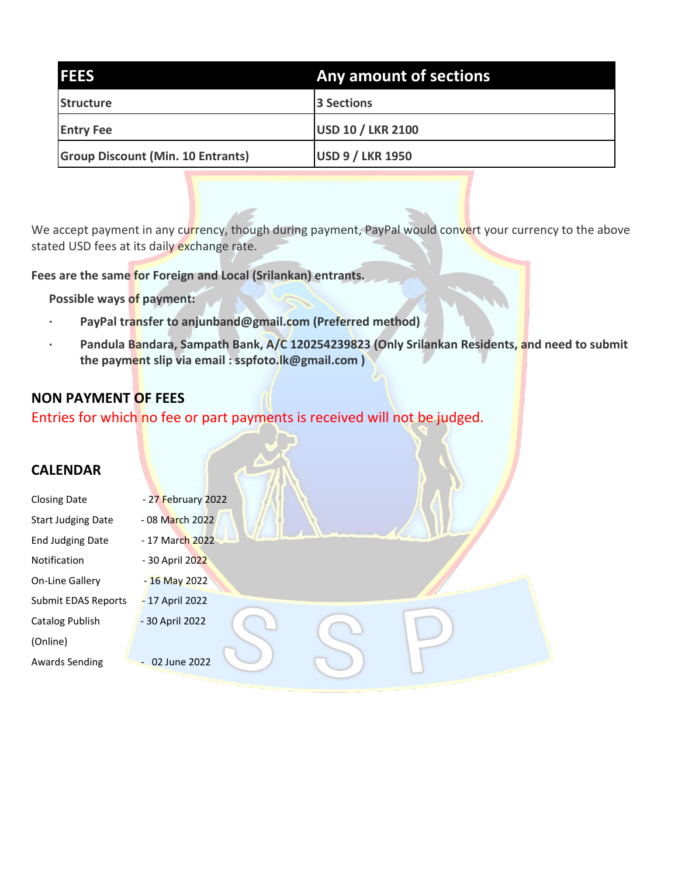| FEES | Any amount of sections |
| --- | --- |
| **Structure** | **3 Sections** |
| **Entry Fee** | **USD 10 / LKR 2100** |
| **Group Discount (Min. 10 Entrants)** | **USD 9 / LKR 1950** |

We accept payment in any currency, though during payment, PayPal would convert your currency to the above stated USD fees at its daily exchange rate.

**Fees are the same for Foreign and Local (Srilankan) entrants.**

**Possible ways of payment:**

- **PayPal transfer to anjunband@gmail.com (Preferred method)**
- **Pandula Bandara, Sampath Bank, A/C 120254239823 (Only Srilankan Residents, and need to submit the payment slip via email : sspfoto.lk@gmail.com )**

## NON PAYMENT OF FEES

Entries for which no fee or part payments is received will not be judged.

## CALENDAR

| | |
| --- | --- |
| Closing Date | - 27 February 2022 |
| Start Judging Date | - 08 March 2022 |
| End Judging Date | - 17 March 2022 |
| Notification | - 30 April 2022 |
| On-Line Gallery | - 16 May 2022 |
| Submit EDAS Reports | - 17 April 2022 |
| Catalog Publish (Online) | - 30 April 2022 |
| Awards Sending | - 02 June 2022 |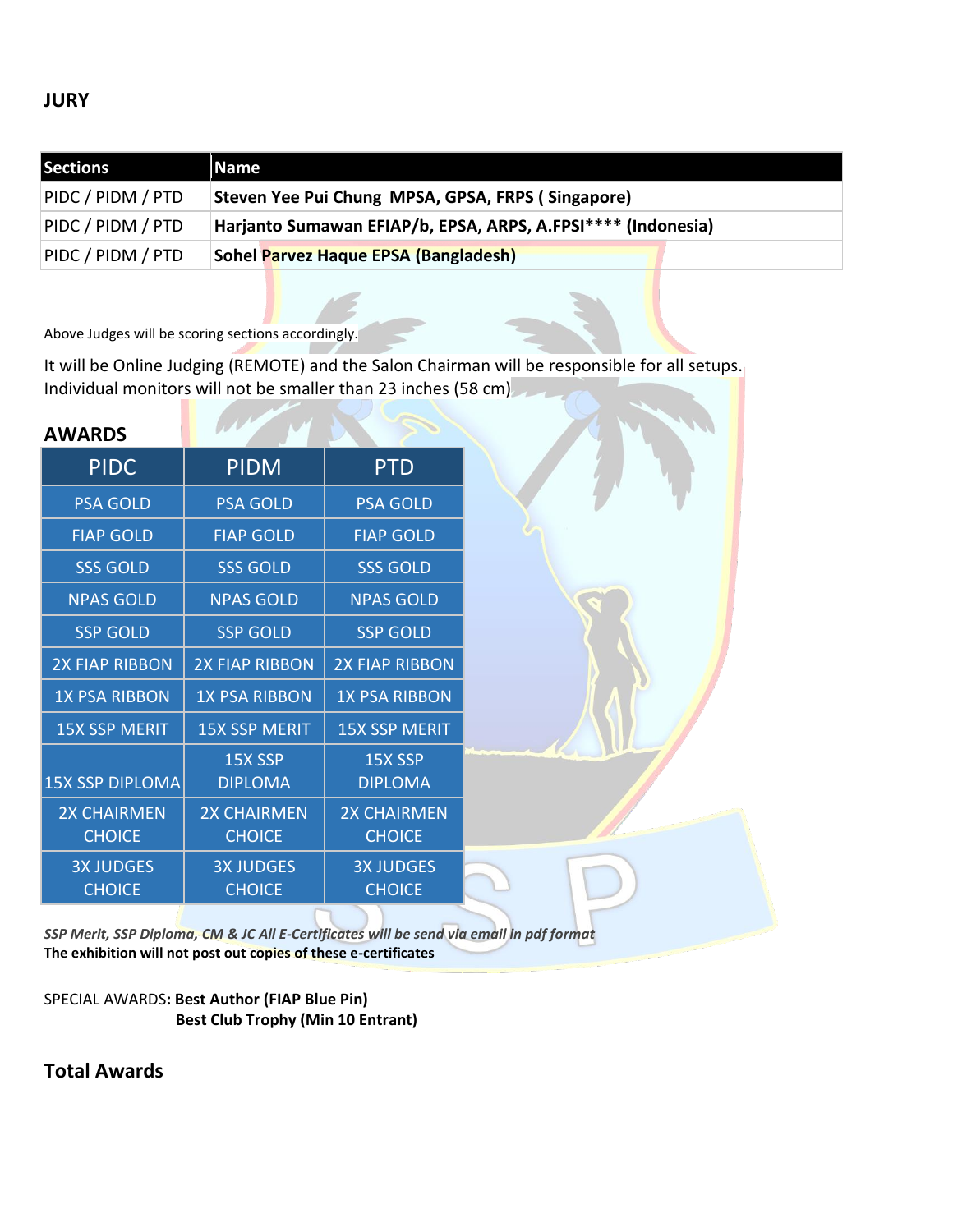## JURY

| Sections | Name |
|---|---|
| PIDC / PIDM / PTD | **Steven Yee Pui Chung MPSA, GPSA, FRPS ( Singapore)** |
| PIDC / PIDM / PTD | **Harjanto Sumawan EFIAP/b, EPSA, ARPS, A.FPSI**** (Indonesia)** |
| PIDC / PIDM / PTD | **Sohel Parvez Haque EPSA (Bangladesh)** |

Above Judges will be scoring sections accordingly.

It will be Online Judging (REMOTE) and the Salon Chairman will be responsible for all setups. Individual monitors will not be smaller than 23 inches (58 cm)

## AWARDS

| PIDC | PIDM | PTD |
|---|---|---|
| PSA GOLD | PSA GOLD | PSA GOLD |
| FIAP GOLD | FIAP GOLD | FIAP GOLD |
| SSS GOLD | SSS GOLD | SSS GOLD |
| NPAS GOLD | NPAS GOLD | NPAS GOLD |
| SSP GOLD | SSP GOLD | SSP GOLD |
| 2X FIAP RIBBON | 2X FIAP RIBBON | 2X FIAP RIBBON |
| 1X PSA RIBBON | 1X PSA RIBBON | 1X PSA RIBBON |
| 15X SSP MERIT | 15X SSP MERIT | 15X SSP MERIT |
| 15X SSP DIPLOMA | 15X SSP DIPLOMA | 15X SSP DIPLOMA |
| 2X CHAIRMEN CHOICE | 2X CHAIRMEN CHOICE | 2X CHAIRMEN CHOICE |
| 3X JUDGES CHOICE | 3X JUDGES CHOICE | 3X JUDGES CHOICE |

***SSP Merit, SSP Diploma, CM & JC All E-Certificates will be send via email in pdf format***
**The exhibition will not post out copies of these e-certificates**

SPECIAL AWARDS**: Best Author (FIAP Blue Pin)**
**Best Club Trophy (Min 10 Entrant)**

## Total Awards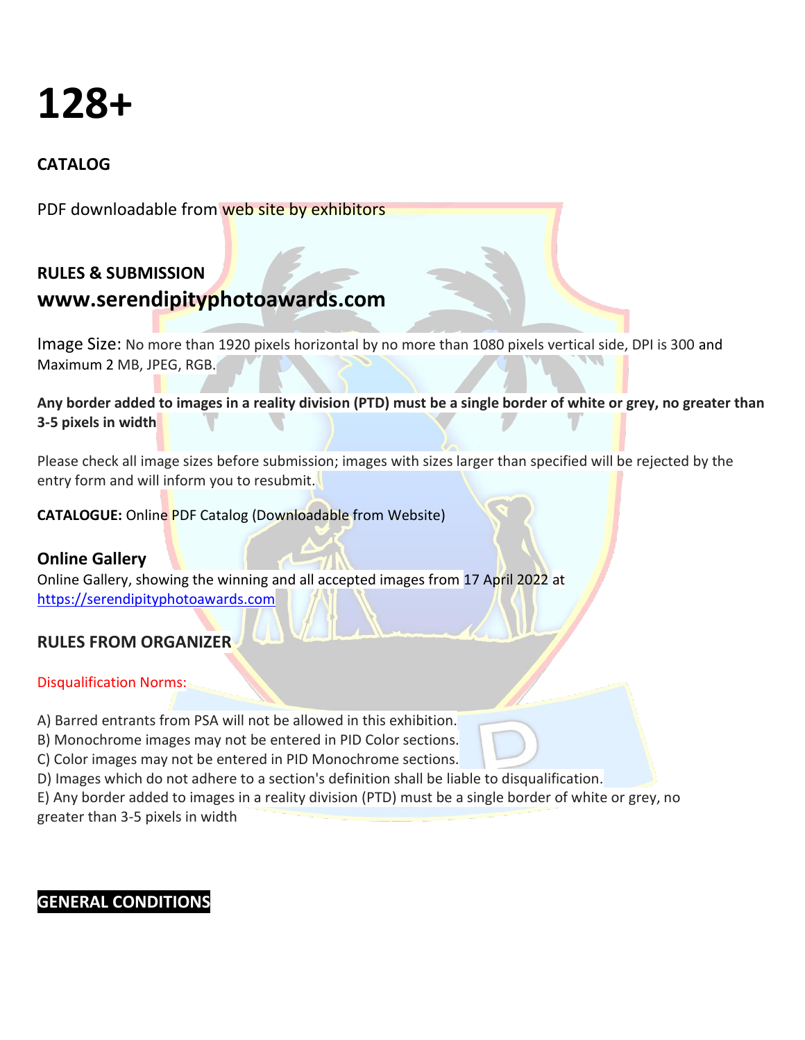# 128+

### CATALOG

PDF downloadable from web site by exhibitors

### RULES & SUBMISSION

## www.serendipityphotoawards.com

Image Size: No more than 1920 pixels horizontal by no more than 1080 pixels vertical side, DPI is 300 and Maximum 2 MB, JPEG, RGB.

**Any border added to images in a reality division (PTD) must be a single border of white or grey, no greater than 3-5 pixels in width**

Please check all image sizes before submission; images with sizes larger than specified will be rejected by the entry form and will inform you to resubmit.

**CATALOGUE:** Online PDF Catalog (Downloadable from Website)

### Online Gallery

Online Gallery, showing the winning and all accepted images from 17 April 2022 at [https://serendipityphotoawards.com](https://serendipityphotoawards.com)

### RULES FROM ORGANIZER

Disqualification Norms:

A) Barred entrants from PSA will not be allowed in this exhibition.
B) Monochrome images may not be entered in PID Color sections.
C) Color images may not be entered in PID Monochrome sections.
D) Images which do not adhere to a section's definition shall be liable to disqualification.
E) Any border added to images in a reality division (PTD) must be a single border of white or grey, no greater than 3-5 pixels in width

### GENERAL CONDITIONS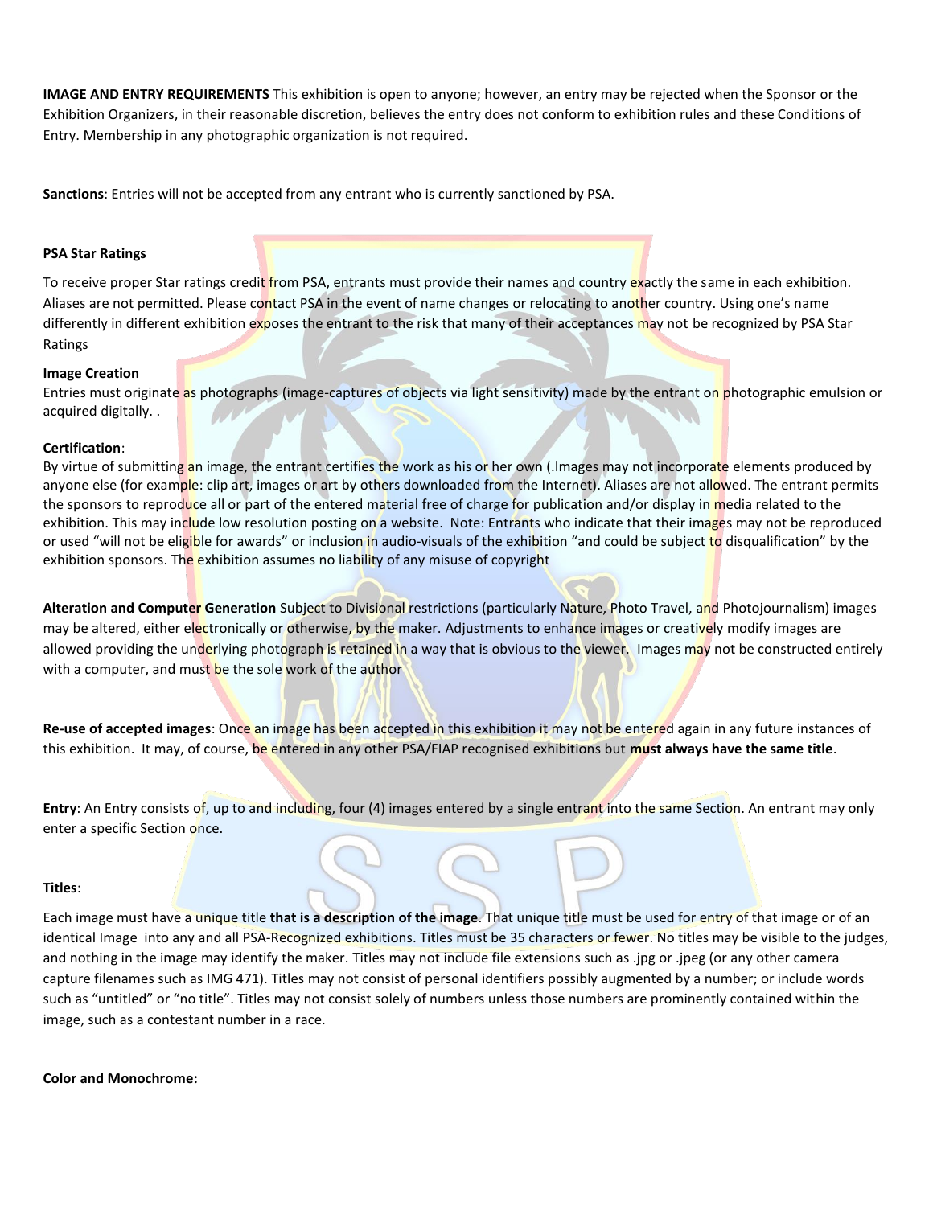**IMAGE AND ENTRY REQUIREMENTS** This exhibition is open to anyone; however, an entry may be rejected when the Sponsor or the Exhibition Organizers, in their reasonable discretion, believes the entry does not conform to exhibition rules and these Conditions of Entry. Membership in any photographic organization is not required.

**Sanctions**: Entries will not be accepted from any entrant who is currently sanctioned by PSA.

**PSA Star Ratings**

To receive proper Star ratings credit from PSA, entrants must provide their names and country exactly the same in each exhibition. Aliases are not permitted. Please contact PSA in the event of name changes or relocating to another country. Using one's name differently in different exhibition exposes the entrant to the risk that many of their acceptances may not be recognized by PSA Star Ratings

**Image Creation**

Entries must originate as photographs (image-captures of objects via light sensitivity) made by the entrant on photographic emulsion or acquired digitally. .

**Certification**:

By virtue of submitting an image, the entrant certifies the work as his or her own (.Images may not incorporate elements produced by anyone else (for example: clip art, images or art by others downloaded from the Internet). Aliases are not allowed. The entrant permits the sponsors to reproduce all or part of the entered material free of charge for publication and/or display in media related to the exhibition. This may include low resolution posting on a website. Note: Entrants who indicate that their images may not be reproduced or used "will not be eligible for awards" or inclusion in audio-visuals of the exhibition "and could be subject to disqualification" by the exhibition sponsors. The exhibition assumes no liability of any misuse of copyright

**Alteration and Computer Generation** Subject to Divisional restrictions (particularly Nature, Photo Travel, and Photojournalism) images may be altered, either electronically or otherwise, by the maker. Adjustments to enhance images or creatively modify images are allowed providing the underlying photograph is retained in a way that is obvious to the viewer. Images may not be constructed entirely with a computer, and must be the sole work of the author

**Re-use of accepted images**: Once an image has been accepted in this exhibition it may not be entered again in any future instances of this exhibition. It may, of course, be entered in any other PSA/FIAP recognised exhibitions but **must always have the same title**.

**Entry**: An Entry consists of, up to and including, four (4) images entered by a single entrant into the same Section. An entrant may only enter a specific Section once.

**Titles**:

Each image must have a unique title **that is a description of the image**. That unique title must be used for entry of that image or of an identical Image into any and all PSA-Recognized exhibitions. Titles must be 35 characters or fewer. No titles may be visible to the judges, and nothing in the image may identify the maker. Titles may not include file extensions such as .jpg or .jpeg (or any other camera capture filenames such as IMG 471). Titles may not consist of personal identifiers possibly augmented by a number; or include words such as "untitled" or "no title". Titles may not consist solely of numbers unless those numbers are prominently contained within the image, such as a contestant number in a race.

**Color and Monochrome:**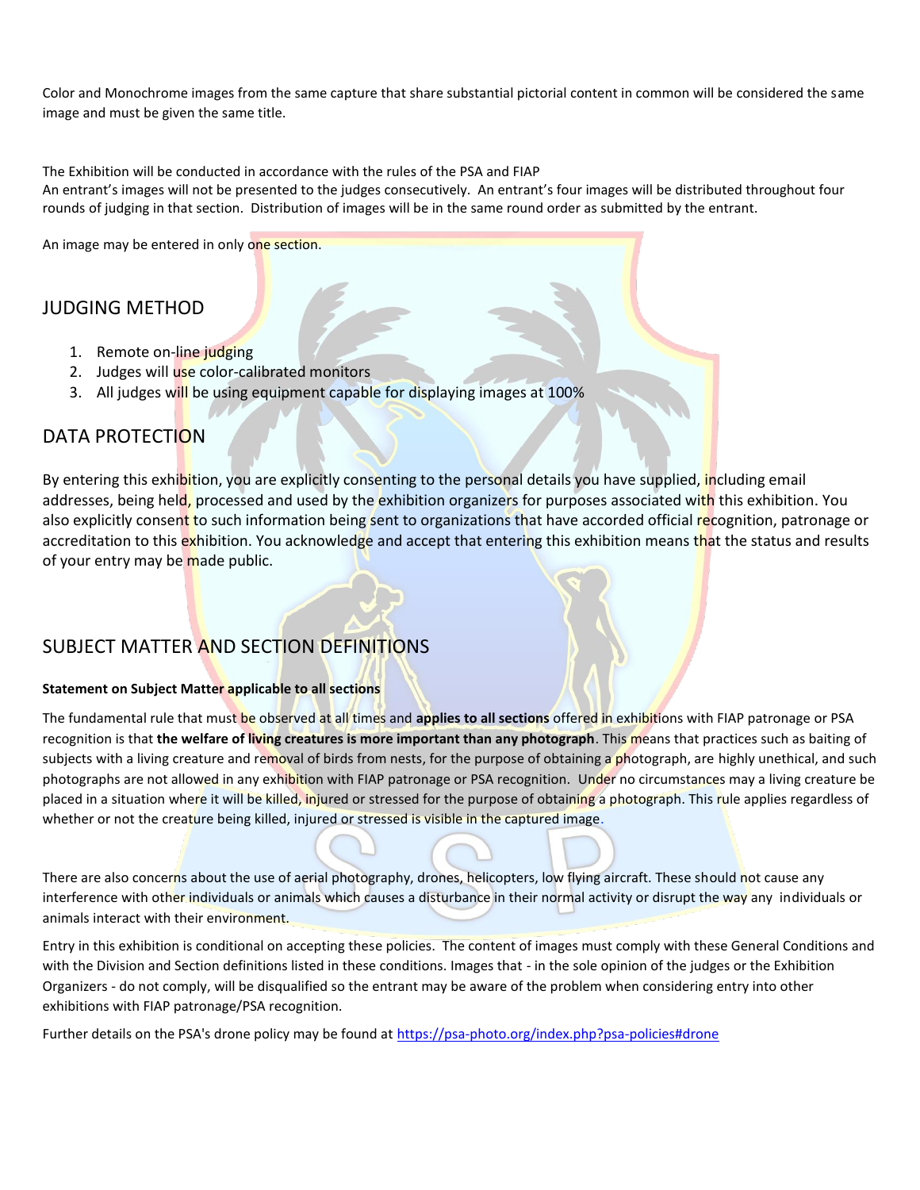Color and Monochrome images from the same capture that share substantial pictorial content in common will be considered the same image and must be given the same title.

The Exhibition will be conducted in accordance with the rules of the PSA and FIAP
An entrant's images will not be presented to the judges consecutively. An entrant's four images will be distributed throughout four rounds of judging in that section. Distribution of images will be in the same round order as submitted by the entrant.

An image may be entered in only one section.

## JUDGING METHOD

1. Remote on-line judging
2. Judges will use color-calibrated monitors
3. All judges will be using equipment capable for displaying images at 100%

## DATA PROTECTION

By entering this exhibition, you are explicitly consenting to the personal details you have supplied, including email addresses, being held, processed and used by the exhibition organizers for purposes associated with this exhibition. You also explicitly consent to such information being sent to organizations that have accorded official recognition, patronage or accreditation to this exhibition. You acknowledge and accept that entering this exhibition means that the status and results of your entry may be made public.

## SUBJECT MATTER AND SECTION DEFINITIONS

**Statement on Subject Matter applicable to all sections**

The fundamental rule that must be observed at all times and **applies to all sections** offered in exhibitions with FIAP patronage or PSA recognition is that **the welfare of living creatures is more important than any photograph**. This means that practices such as baiting of subjects with a living creature and removal of birds from nests, for the purpose of obtaining a photograph, are highly unethical, and such photographs are not allowed in any exhibition with FIAP patronage or PSA recognition. Under no circumstances may a living creature be placed in a situation where it will be killed, injured or stressed for the purpose of obtaining a photograph. This rule applies regardless of whether or not the creature being killed, injured or stressed is visible in the captured image.

There are also concerns about the use of aerial photography, drones, helicopters, low flying aircraft. These should not cause any interference with other individuals or animals which causes a disturbance in their normal activity or disrupt the way any individuals or animals interact with their environment.

Entry in this exhibition is conditional on accepting these policies. The content of images must comply with these General Conditions and with the Division and Section definitions listed in these conditions. Images that - in the sole opinion of the judges or the Exhibition Organizers - do not comply, will be disqualified so the entrant may be aware of the problem when considering entry into other exhibitions with FIAP patronage/PSA recognition.

Further details on the PSA's drone policy may be found at https://psa-photo.org/index.php?psa-policies#drone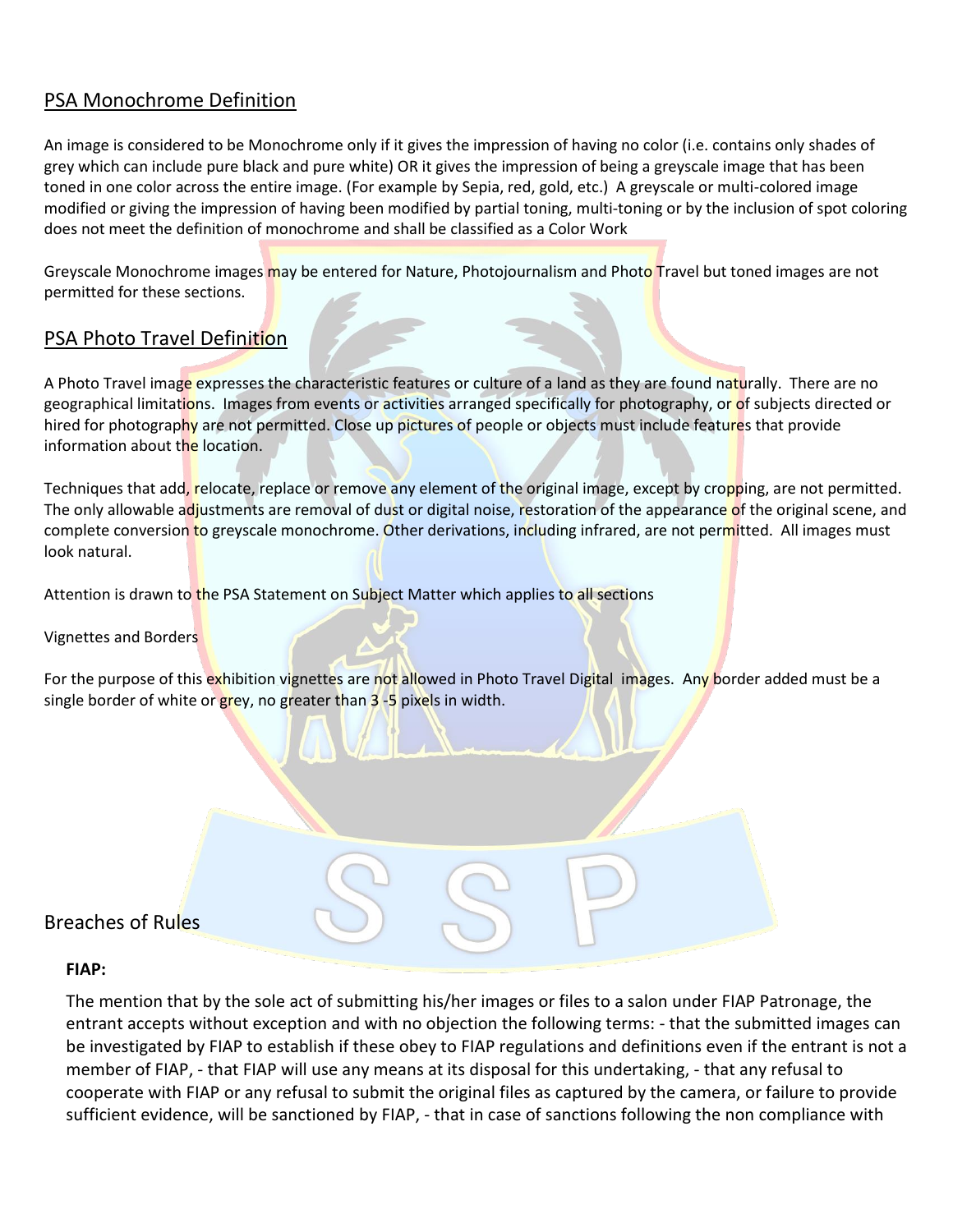## PSA Monochrome Definition

An image is considered to be Monochrome only if it gives the impression of having no color (i.e. contains only shades of grey which can include pure black and pure white) OR it gives the impression of being a greyscale image that has been toned in one color across the entire image. (For example by Sepia, red, gold, etc.) A greyscale or multi-colored image modified or giving the impression of having been modified by partial toning, multi-toning or by the inclusion of spot coloring does not meet the definition of monochrome and shall be classified as a Color Work

Greyscale Monochrome images may be entered for Nature, Photojournalism and Photo Travel but toned images are not permitted for these sections.

## PSA Photo Travel Definition

A Photo Travel image expresses the characteristic features or culture of a land as they are found naturally. There are no geographical limitations. Images from events or activities arranged specifically for photography, or of subjects directed or hired for photography are not permitted. Close up pictures of people or objects must include features that provide information about the location.

Techniques that add, relocate, replace or remove any element of the original image, except by cropping, are not permitted. The only allowable adjustments are removal of dust or digital noise, restoration of the appearance of the original scene, and complete conversion to greyscale monochrome. Other derivations, including infrared, are not permitted. All images must look natural.

Attention is drawn to the PSA Statement on Subject Matter which applies to all sections

Vignettes and Borders

For the purpose of this exhibition vignettes are not allowed in Photo Travel Digital images. Any border added must be a single border of white or grey, no greater than 3 -5 pixels in width.

## Breaches of Rules

**FIAP:**

The mention that by the sole act of submitting his/her images or files to a salon under FIAP Patronage, the entrant accepts without exception and with no objection the following terms: - that the submitted images can be investigated by FIAP to establish if these obey to FIAP regulations and definitions even if the entrant is not a member of FIAP, - that FIAP will use any means at its disposal for this undertaking, - that any refusal to cooperate with FIAP or any refusal to submit the original files as captured by the camera, or failure to provide sufficient evidence, will be sanctioned by FIAP, - that in case of sanctions following the non compliance with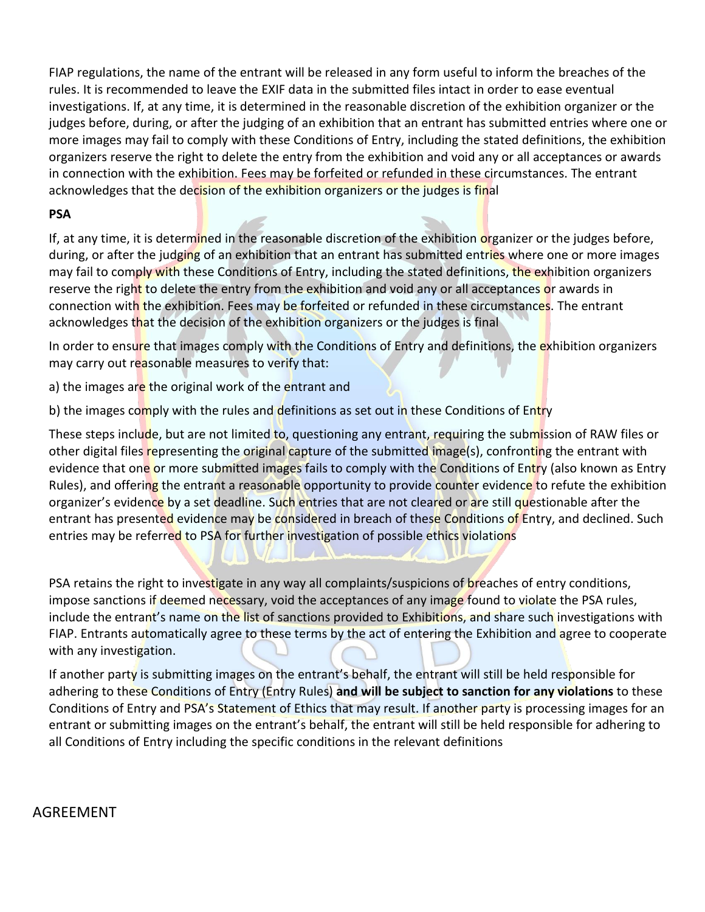FIAP regulations, the name of the entrant will be released in any form useful to inform the breaches of the rules. It is recommended to leave the EXIF data in the submitted files intact in order to ease eventual investigations. If, at any time, it is determined in the reasonable discretion of the exhibition organizer or the judges before, during, or after the judging of an exhibition that an entrant has submitted entries where one or more images may fail to comply with these Conditions of Entry, including the stated definitions, the exhibition organizers reserve the right to delete the entry from the exhibition and void any or all acceptances or awards in connection with the exhibition. Fees may be forfeited or refunded in these circumstances. The entrant acknowledges that the decision of the exhibition organizers or the judges is final

**PSA**

If, at any time, it is determined in the reasonable discretion of the exhibition organizer or the judges before, during, or after the judging of an exhibition that an entrant has submitted entries where one or more images may fail to comply with these Conditions of Entry, including the stated definitions, the exhibition organizers reserve the right to delete the entry from the exhibition and void any or all acceptances or awards in connection with the exhibition. Fees may be forfeited or refunded in these circumstances. The entrant acknowledges that the decision of the exhibition organizers or the judges is final

In order to ensure that images comply with the Conditions of Entry and definitions, the exhibition organizers may carry out reasonable measures to verify that:

a) the images are the original work of the entrant and

b) the images comply with the rules and definitions as set out in these Conditions of Entry

These steps include, but are not limited to, questioning any entrant, requiring the submission of RAW files or other digital files representing the original capture of the submitted image(s), confronting the entrant with evidence that one or more submitted images fails to comply with the Conditions of Entry (also known as Entry Rules), and offering the entrant a reasonable opportunity to provide counter evidence to refute the exhibition organizer's evidence by a set deadline. Such entries that are not cleared or are still questionable after the entrant has presented evidence may be considered in breach of these Conditions of Entry, and declined. Such entries may be referred to PSA for further investigation of possible ethics violations

PSA retains the right to investigate in any way all complaints/suspicions of breaches of entry conditions, impose sanctions if deemed necessary, void the acceptances of any image found to violate the PSA rules, include the entrant's name on the list of sanctions provided to Exhibitions, and share such investigations with FIAP. Entrants automatically agree to these terms by the act of entering the Exhibition and agree to cooperate with any investigation.

If another party is submitting images on the entrant's behalf, the entrant will still be held responsible for adhering to these Conditions of Entry (Entry Rules) **and will be subject to sanction for any violations** to these Conditions of Entry and PSA's Statement of Ethics that may result. If another party is processing images for an entrant or submitting images on the entrant's behalf, the entrant will still be held responsible for adhering to all Conditions of Entry including the specific conditions in the relevant definitions

## AGREEMENT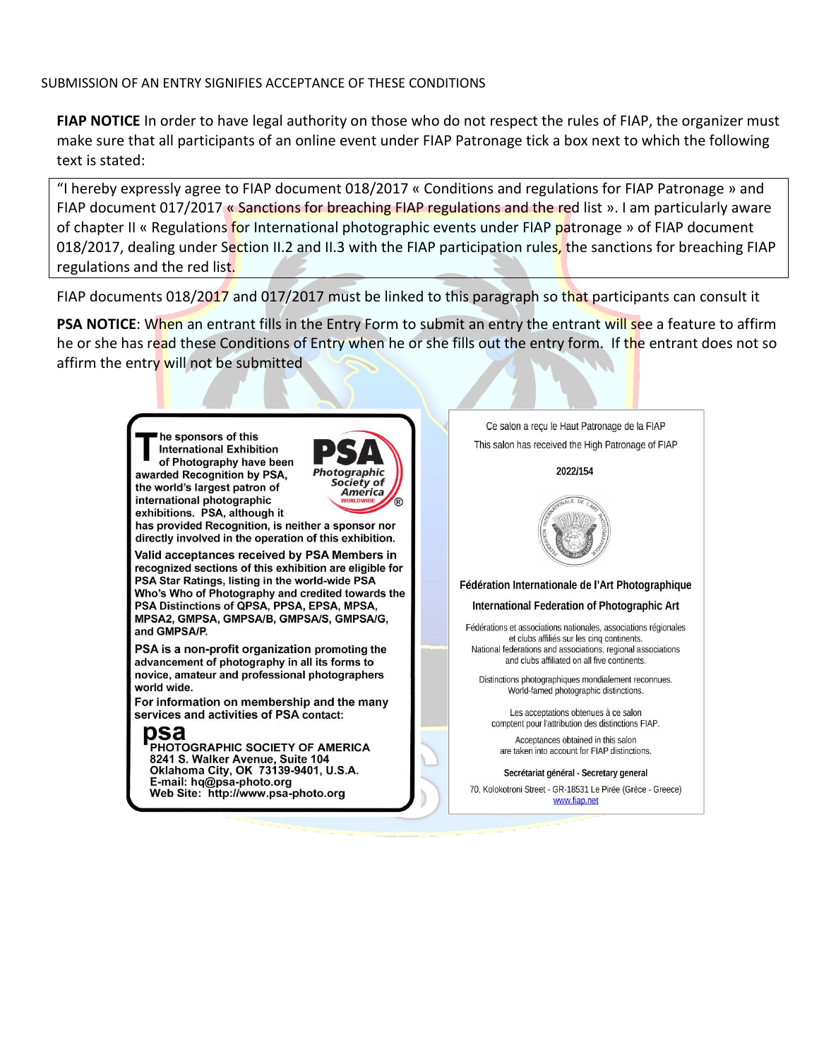SUBMISSION OF AN ENTRY SIGNIFIES ACCEPTANCE OF THESE CONDITIONS

**FIAP NOTICE** In order to have legal authority on those who do not respect the rules of FIAP, the organizer must make sure that all participants of an online event under FIAP Patronage tick a box next to which the following text is stated:

> "I hereby expressly agree to FIAP document 018/2017 « Conditions and regulations for FIAP Patronage » and FIAP document 017/2017 « Sanctions for breaching FIAP regulations and the red list ». I am particularly aware of chapter II « Regulations for International photographic events under FIAP patronage » of FIAP document 018/2017, dealing under Section II.2 and II.3 with the FIAP participation rules, the sanctions for breaching FIAP regulations and the red list.

FIAP documents 018/2017 and 017/2017 must be linked to this paragraph so that participants can consult it

**PSA NOTICE**: When an entrant fills in the Entry Form to submit an entry the entrant will see a feature to affirm he or she has read these Conditions of Entry when he or she fills out the entry form. If the entrant does not so affirm the entry will not be submitted

**The sponsors of this International Exhibition of Photography have been awarded Recognition by PSA, the world's largest patron of international photographic exhibitions. PSA, although it has provided Recognition, is neither a sponsor nor directly involved in the operation of this exhibition.**

**PSA** Photographic Society of America WORLDWIDE ®

**Valid acceptances received by PSA Members in recognized sections of this exhibition are eligible for PSA Star Ratings, listing in the world-wide PSA Who's Who of Photography and credited towards the PSA Distinctions of QPSA, PPSA, EPSA, MPSA, MPSA2, GMPSA, GMPSA/B, GMPSA/S, GMPSA/G, and GMPSA/P.**

**PSA is a non-profit organization promoting the advancement of photography in all its forms to novice, amateur and professional photographers world wide.**

**For information on membership and the many services and activities of PSA contact:**

**psa**
**PHOTOGRAPHIC SOCIETY OF AMERICA**
**8241 S. Walker Avenue, Suite 104**
**Oklahoma City, OK 73139-9401, U.S.A.**
**E-mail: hq@psa-photo.org**
**Web Site: http://www.psa-photo.org**

Ce salon a reçu le Haut Patronage de la FIAP

This salon has received the High Patronage of FIAP

**2022/154**

**Fédération Internationale de l'Art Photographique**

**International Federation of Photographic Art**

Fédérations et associations nationales, associations régionales et clubs affiliés sur les cinq continents.
National federations and associations, regional associations and clubs affiliated on all five continents.

Distinctions photographiques mondialement reconnues.
World-famed photographic distinctions.

Les acceptations obtenues à ce salon comptent pour l'attribution des distinctions FIAP.

Acceptances obtained in this salon are taken into account for FIAP distinctions.

**Secrétariat général - Secretary general**

70, Kolokotroni Street - GR-18531 Le Pirée (Grèce - Greece)
www.fiap.net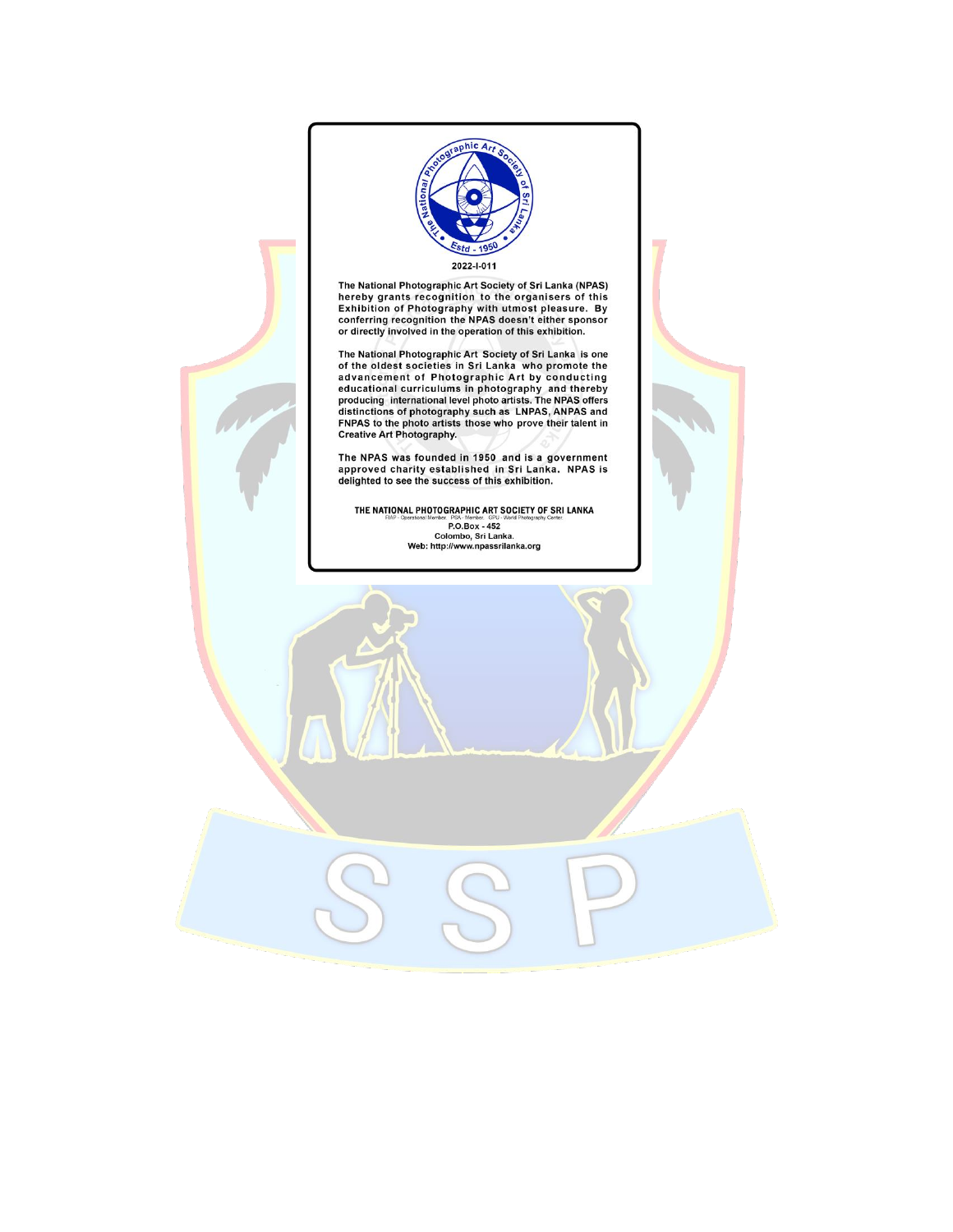2022-I-011

The National Photographic Art Society of Sri Lanka (NPAS) hereby grants recognition to the organisers of this Exhibition of Photography with utmost pleasure. By conferring recognition the NPAS doesn't either sponsor or directly involved in the operation of this exhibition.

The National Photographic Art Society of Sri Lanka is one of the oldest societies in Sri Lanka who promote the advancement of Photographic Art by conducting educational curriculums in photography and thereby producing international level photo artists. The NPAS offers distinctions of photography such as LNPAS, ANPAS and FNPAS to the photo artists those who prove their talent in Creative Art Photography.

The NPAS was founded in 1950 and is a government approved charity established in Sri Lanka. NPAS is delighted to see the success of this exhibition.

**THE NATIONAL PHOTOGRAPHIC ART SOCIETY OF SRI LANKA**
FIAP - Operational Member, PSA - Member, GPU - World Photography Center
P.O.Box - 452
Colombo, Sri Lanka.
Web: http://www.npassrilanka.org

SSP